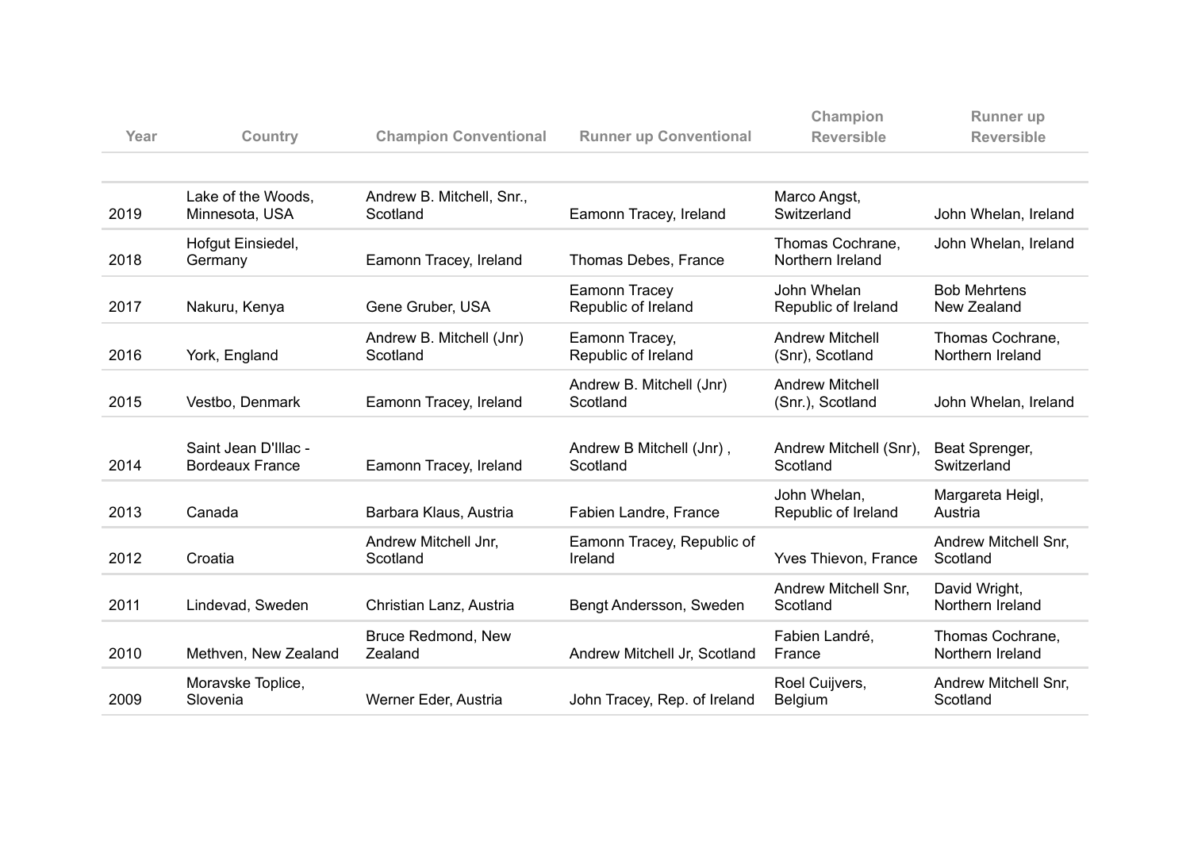| Year | Country | Champion Conventional | Runner up Conventional | Champion Reversible | Runner up Reversible |
|---|---|---|---|---|---|
| 2019 | Lake of the Woods, Minnesota, USA | Andrew B. Mitchell, Snr., Scotland | Eamonn Tracey, Ireland | Marco Angst, Switzerland | John Whelan, Ireland |
| 2018 | Hofgut Einsiedel, Germany | Eamonn Tracey, Ireland | Thomas Debes, France | Thomas Cochrane, Northern Ireland | John Whelan, Ireland |
| 2017 | Nakuru, Kenya | Gene Gruber, USA | Eamonn Tracey Republic of Ireland | John Whelan Republic of Ireland | Bob Mehrtens New Zealand |
| 2016 | York, England | Andrew B. Mitchell (Jnr) Scotland | Eamonn Tracey, Republic of Ireland | Andrew Mitchell (Snr), Scotland | Thomas Cochrane, Northern Ireland |
| 2015 | Vestbo, Denmark | Eamonn Tracey, Ireland | Andrew B. Mitchell (Jnr) Scotland | Andrew Mitchell (Snr.), Scotland | John Whelan, Ireland |
| 2014 | Saint Jean D'Illac - Bordeaux France | Eamonn Tracey, Ireland | Andrew B Mitchell (Jnr) , Scotland | Andrew Mitchell (Snr), Scotland | Beat Sprenger, Switzerland |
| 2013 | Canada | Barbara Klaus, Austria | Fabien Landre, France | John Whelan, Republic of Ireland | Margareta Heigl, Austria |
| 2012 | Croatia | Andrew Mitchell Jnr, Scotland | Eamonn Tracey, Republic of Ireland | Yves Thievon, France | Andrew Mitchell Snr, Scotland |
| 2011 | Lindevad, Sweden | Christian Lanz, Austria | Bengt Andersson, Sweden | Andrew Mitchell Snr, Scotland | David Wright, Northern Ireland |
| 2010 | Methven, New Zealand | Bruce Redmond, New Zealand | Andrew Mitchell Jr, Scotland | Fabien Landré, France | Thomas Cochrane, Northern Ireland |
| 2009 | Moravske Toplice, Slovenia | Werner Eder, Austria | John Tracey, Rep. of Ireland | Roel Cuijvers, Belgium | Andrew Mitchell Snr, Scotland |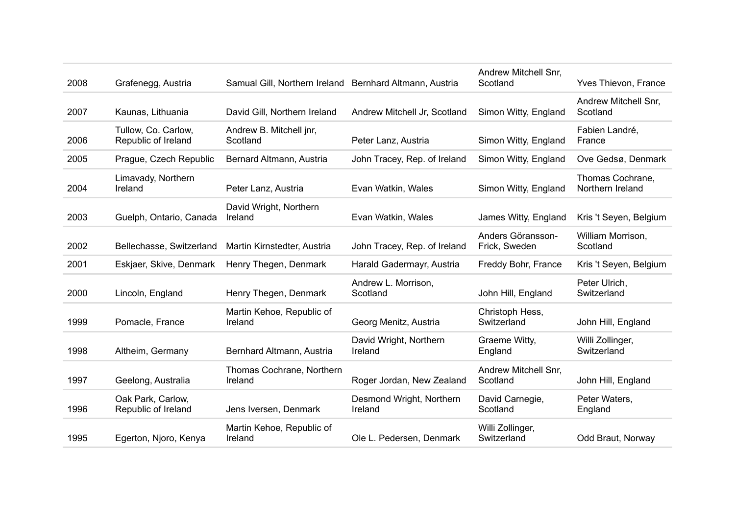| | | | | | |
|---|---|---|---|---|---|
| 2008 | Grafenegg, Austria | Samual Gill, Northern Ireland | Bernhard Altmann, Austria | Andrew Mitchell Snr, Scotland | Yves Thievon, France |
| 2007 | Kaunas, Lithuania | David Gill, Northern Ireland | Andrew Mitchell Jr, Scotland | Simon Witty, England | Andrew Mitchell Snr, Scotland |
| 2006 | Tullow, Co. Carlow, Republic of Ireland | Andrew B. Mitchell jnr, Scotland | Peter Lanz, Austria | Simon Witty, England | Fabien Landré, France |
| 2005 | Prague, Czech Republic | Bernard Altmann, Austria | John Tracey, Rep. of Ireland | Simon Witty, England | Ove Gedsø, Denmark |
| 2004 | Limavady, Northern Ireland | Peter Lanz, Austria | Evan Watkin, Wales | Simon Witty, England | Thomas Cochrane, Northern Ireland |
| 2003 | Guelph, Ontario, Canada | David Wright, Northern Ireland | Evan Watkin, Wales | James Witty, England | Kris 't Seyen, Belgium |
| 2002 | Bellechasse, Switzerland | Martin Kirnstedter, Austria | John Tracey, Rep. of Ireland | Anders Göransson-Frick, Sweden | William Morrison, Scotland |
| 2001 | Eskjaer, Skive, Denmark | Henry Thegen, Denmark | Harald Gadermayr, Austria | Freddy Bohr, France | Kris 't Seyen, Belgium |
| 2000 | Lincoln, England | Henry Thegen, Denmark | Andrew L. Morrison, Scotland | John Hill, England | Peter Ulrich, Switzerland |
| 1999 | Pomacle, France | Martin Kehoe, Republic of Ireland | Georg Menitz, Austria | Christoph Hess, Switzerland | John Hill, England |
| 1998 | Altheim, Germany | Bernhard Altmann, Austria | David Wright, Northern Ireland | Graeme Witty, England | Willi Zollinger, Switzerland |
| 1997 | Geelong, Australia | Thomas Cochrane, Northern Ireland | Roger Jordan, New Zealand | Andrew Mitchell Snr, Scotland | John Hill, England |
| 1996 | Oak Park, Carlow, Republic of Ireland | Jens Iversen, Denmark | Desmond Wright, Northern Ireland | David Carnegie, Scotland | Peter Waters, England |
| 1995 | Egerton, Njoro, Kenya | Martin Kehoe, Republic of Ireland | Ole L. Pedersen, Denmark | Willi Zollinger, Switzerland | Odd Braut, Norway |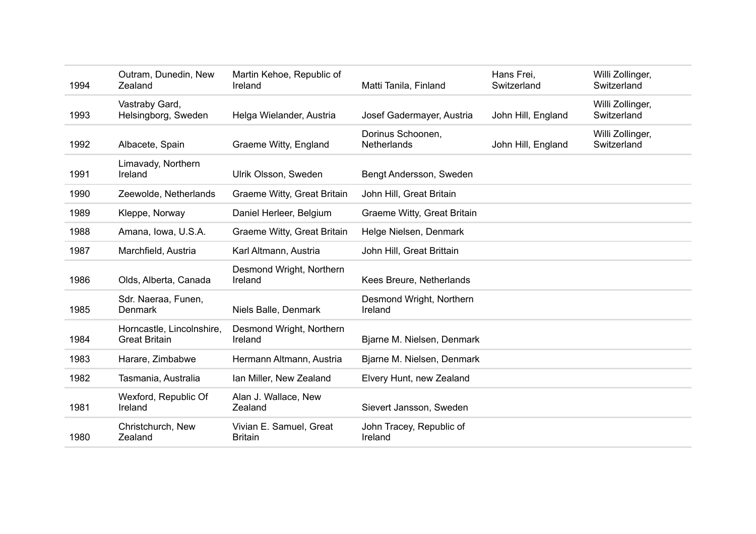| | | | | | |
|---|---|---|---|---|---|
| 1994 | Outram, Dunedin, New Zealand | Martin Kehoe, Republic of Ireland | Matti Tanila, Finland | Hans Frei, Switzerland | Willi Zollinger, Switzerland |
| 1993 | Vastraby Gard, Helsingborg, Sweden | Helga Wielander, Austria | Josef Gadermayer, Austria | John Hill, England | Willi Zollinger, Switzerland |
| 1992 | Albacete, Spain | Graeme Witty, England | Dorinus Schoonen, Netherlands | John Hill, England | Willi Zollinger, Switzerland |
| 1991 | Limavady, Northern Ireland | Ulrik Olsson, Sweden | Bengt Andersson, Sweden | | |
| 1990 | Zeewolde, Netherlands | Graeme Witty, Great Britain | John Hill, Great Britain | | |
| 1989 | Kleppe, Norway | Daniel Herleer, Belgium | Graeme Witty, Great Britain | | |
| 1988 | Amana, Iowa, U.S.A. | Graeme Witty, Great Britain | Helge Nielsen, Denmark | | |
| 1987 | Marchfield, Austria | Karl Altmann, Austria | John Hill, Great Brittain | | |
| 1986 | Olds, Alberta, Canada | Desmond Wright, Northern Ireland | Kees Breure, Netherlands | | |
| 1985 | Sdr. Naeraa, Funen, Denmark | Niels Balle, Denmark | Desmond Wright, Northern Ireland | | |
| 1984 | Horncastle, Lincolnshire, Great Britain | Desmond Wright, Northern Ireland | Bjarne M. Nielsen, Denmark | | |
| 1983 | Harare, Zimbabwe | Hermann Altmann, Austria | Bjarne M. Nielsen, Denmark | | |
| 1982 | Tasmania, Australia | Ian Miller, New Zealand | Elvery Hunt, new Zealand | | |
| 1981 | Wexford, Republic Of Ireland | Alan J. Wallace, New Zealand | Sievert Jansson, Sweden | | |
| 1980 | Christchurch, New Zealand | Vivian E. Samuel, Great Britain | John Tracey, Republic of Ireland | | |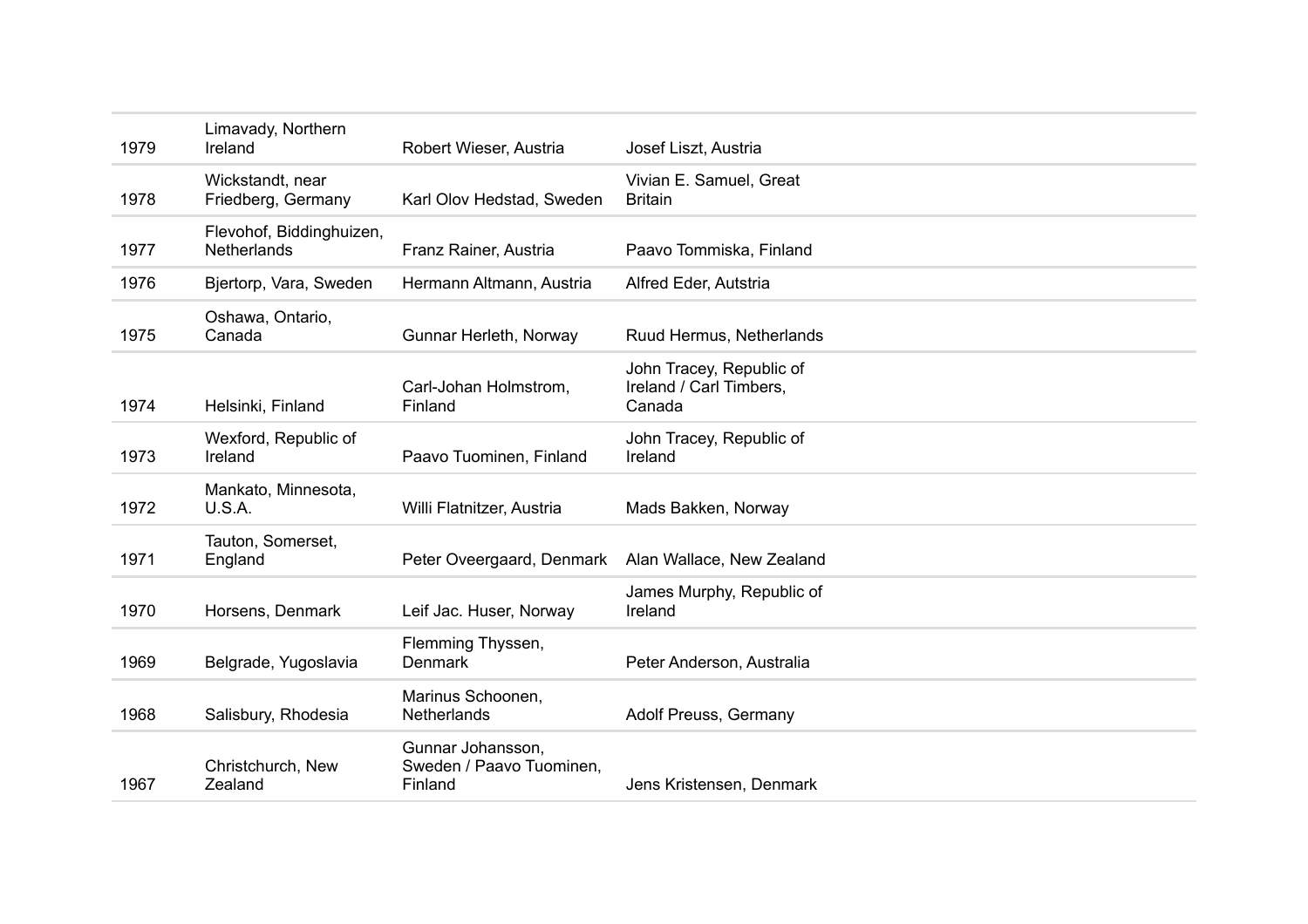| | | | |
|---|---|---|---|
| 1979 | Limavady, Northern Ireland | Robert Wieser, Austria | Josef Liszt, Austria |
| 1978 | Wickstandt, near Friedberg, Germany | Karl Olov Hedstad, Sweden | Vivian E. Samuel, Great Britain |
| 1977 | Flevohof, Biddinghuizen, Netherlands | Franz Rainer, Austria | Paavo Tommiska, Finland |
| 1976 | Bjertorp, Vara, Sweden | Hermann Altmann, Austria | Alfred Eder, Autstria |
| 1975 | Oshawa, Ontario, Canada | Gunnar Herleth, Norway | Ruud Hermus, Netherlands |
| 1974 | Helsinki, Finland | Carl-Johan Holmstrom, Finland | John Tracey, Republic of Ireland / Carl Timbers, Canada |
| 1973 | Wexford, Republic of Ireland | Paavo Tuominen, Finland | John Tracey, Republic of Ireland |
| 1972 | Mankato, Minnesota, U.S.A. | Willi Flatnitzer, Austria | Mads Bakken, Norway |
| 1971 | Tauton, Somerset, England | Peter Oveergaard, Denmark | Alan Wallace, New Zealand |
| 1970 | Horsens, Denmark | Leif Jac. Huser, Norway | James Murphy, Republic of Ireland |
| 1969 | Belgrade, Yugoslavia | Flemming Thyssen, Denmark | Peter Anderson, Australia |
| 1968 | Salisbury, Rhodesia | Marinus Schoonen, Netherlands | Adolf Preuss, Germany |
| 1967 | Christchurch, New Zealand | Gunnar Johansson, Sweden / Paavo Tuominen, Finland | Jens Kristensen, Denmark |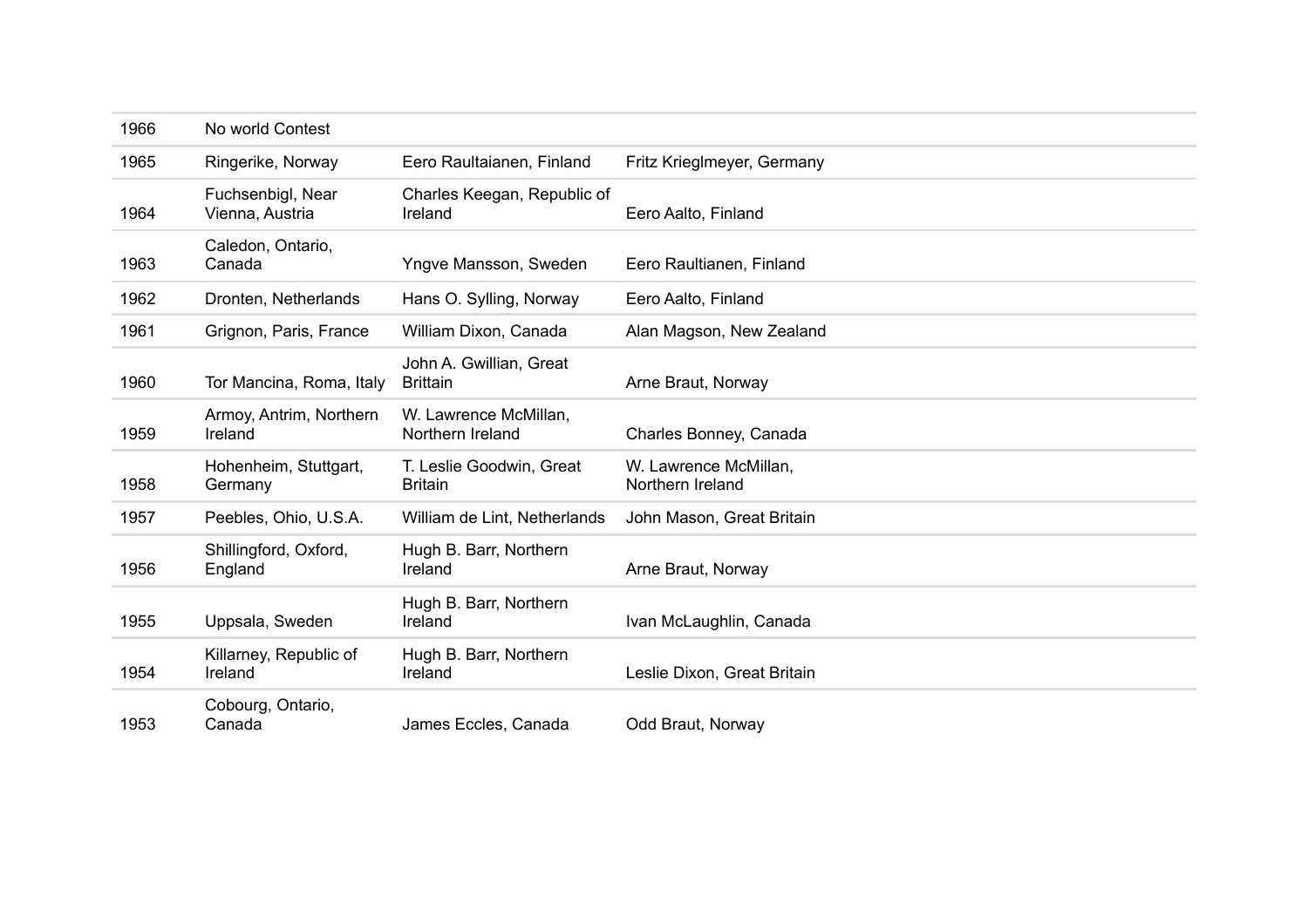| | | | |
|---|---|---|---|
| 1966 | No world Contest | | |
| 1965 | Ringerike, Norway | Eero Raultaianen, Finland | Fritz Krieglmeyer, Germany |
| 1964 | Fuchsenbigl, Near Vienna, Austria | Charles Keegan, Republic of Ireland | Eero Aalto, Finland |
| 1963 | Caledon, Ontario, Canada | Yngve Mansson, Sweden | Eero Raultianen, Finland |
| 1962 | Dronten, Netherlands | Hans O. Sylling, Norway | Eero Aalto, Finland |
| 1961 | Grignon, Paris, France | William Dixon, Canada | Alan Magson, New Zealand |
| 1960 | Tor Mancina, Roma, Italy | John A. Gwillian, Great Brittain | Arne Braut, Norway |
| 1959 | Armoy, Antrim, Northern Ireland | W. Lawrence McMillan, Northern Ireland | Charles Bonney, Canada |
| 1958 | Hohenheim, Stuttgart, Germany | T. Leslie Goodwin, Great Britain | W. Lawrence McMillan, Northern Ireland |
| 1957 | Peebles, Ohio, U.S.A. | William de Lint, Netherlands | John Mason, Great Britain |
| 1956 | Shillingford, Oxford, England | Hugh B. Barr, Northern Ireland | Arne Braut, Norway |
| 1955 | Uppsala, Sweden | Hugh B. Barr, Northern Ireland | Ivan McLaughlin, Canada |
| 1954 | Killarney, Republic of Ireland | Hugh B. Barr, Northern Ireland | Leslie Dixon, Great Britain |
| 1953 | Cobourg, Ontario, Canada | James Eccles, Canada | Odd Braut, Norway |